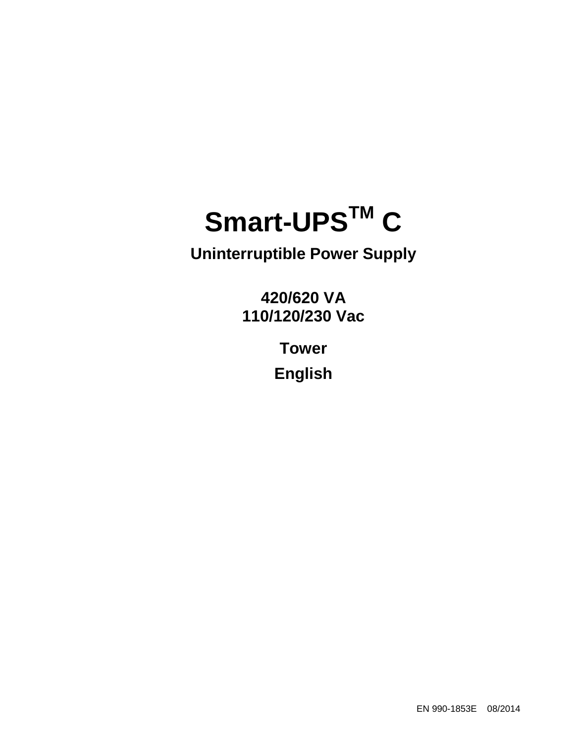# Smart-UPS$^{TM}$ C

## Uninterruptible Power Supply

**420/620 VA**
**110/120/230 Vac**

**Tower**

**English**

EN 990-1853E 08/2014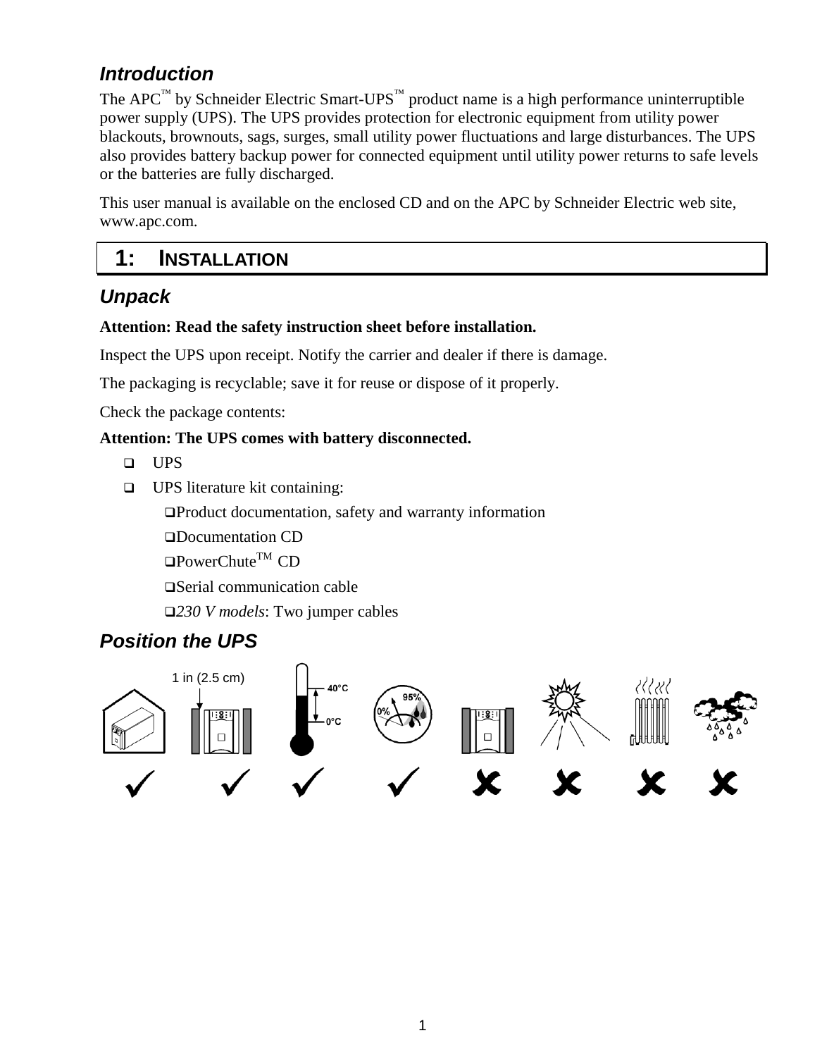## Introduction

The APC™ by Schneider Electric Smart-UPS™ product name is a high performance uninterruptible power supply (UPS). The UPS provides protection for electronic equipment from utility power blackouts, brownouts, sags, surges, small utility power fluctuations and large disturbances. The UPS also provides battery backup power for connected equipment until utility power returns to safe levels or the batteries are fully discharged.

This user manual is available on the enclosed CD and on the APC by Schneider Electric web site, www.apc.com.

# 1: INSTALLATION

## Unpack

**Attention: Read the safety instruction sheet before installation.**

Inspect the UPS upon receipt. Notify the carrier and dealer if there is damage.

The packaging is recyclable; save it for reuse or dispose of it properly.

Check the package contents:

**Attention: The UPS comes with battery disconnected.**

- UPS
- UPS literature kit containing:
  - Product documentation, safety and warranty information
  - Documentation CD
  - PowerChute™ CD
  - Serial communication cable
  - *230 V models*: Two jumper cables

## Position the UPS

1 in (2.5 cm)

40°C

0°C

0% 95%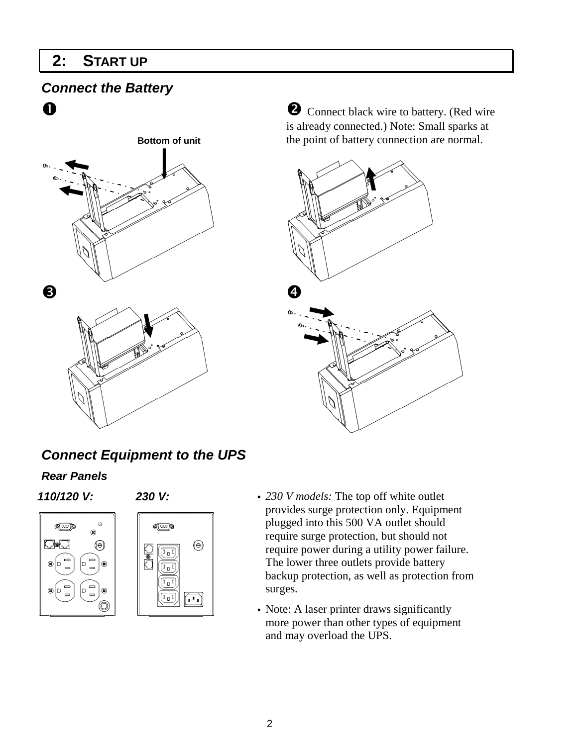# 2: START UP

## Connect the Battery

❶

Bottom of unit

❷ Connect black wire to battery. (Red wire is already connected.) Note: Small sparks at the point of battery connection are normal.

❸

❹

## Connect Equipment to the UPS

### Rear Panels

**110/120 V:** **230 V:**

- *230 V models:* The top off white outlet provides surge protection only. Equipment plugged into this 500 VA outlet should require surge protection, but should not require power during a utility power failure. The lower three outlets provide battery backup protection, as well as protection from surges.
- Note: A laser printer draws significantly more power than other types of equipment and may overload the UPS.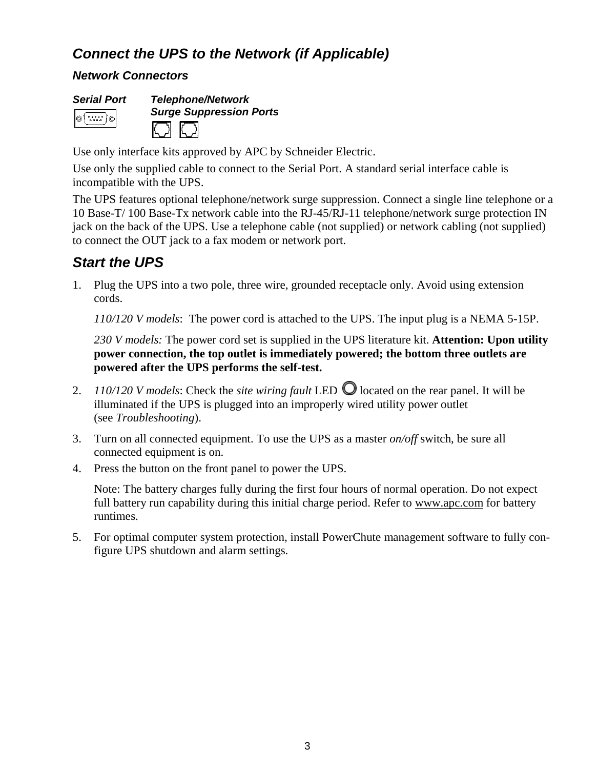## Connect the UPS to the Network (if Applicable)

### Network Connectors

***Serial Port*** ***Telephone/Network Surge Suppression Ports***

Use only interface kits approved by APC by Schneider Electric.

Use only the supplied cable to connect to the Serial Port. A standard serial interface cable is incompatible with the UPS.

The UPS features optional telephone/network surge suppression. Connect a single line telephone or a 10 Base-T/ 100 Base-Tx network cable into the RJ-45/RJ-11 telephone/network surge protection IN jack on the back of the UPS. Use a telephone cable (not supplied) or network cabling (not supplied) to connect the OUT jack to a fax modem or network port.

## Start the UPS

1. Plug the UPS into a two pole, three wire, grounded receptacle only. Avoid using extension cords.

   *110/120 V models*: The power cord is attached to the UPS. The input plug is a NEMA 5-15P.

   *230 V models:* The power cord set is supplied in the UPS literature kit. **Attention: Upon utility power connection, the top outlet is immediately powered; the bottom three outlets are powered after the UPS performs the self-test.**

2. *110/120 V models*: Check the *site wiring fault* LED located on the rear panel. It will be illuminated if the UPS is plugged into an improperly wired utility power outlet (see *Troubleshooting*).

3. Turn on all connected equipment. To use the UPS as a master *on/off* switch, be sure all connected equipment is on.

4. Press the button on the front panel to power the UPS.

   Note: The battery charges fully during the first four hours of normal operation. Do not expect full battery run capability during this initial charge period. Refer to www.apc.com for battery runtimes.

5. For optimal computer system protection, install PowerChute management software to fully configure UPS shutdown and alarm settings.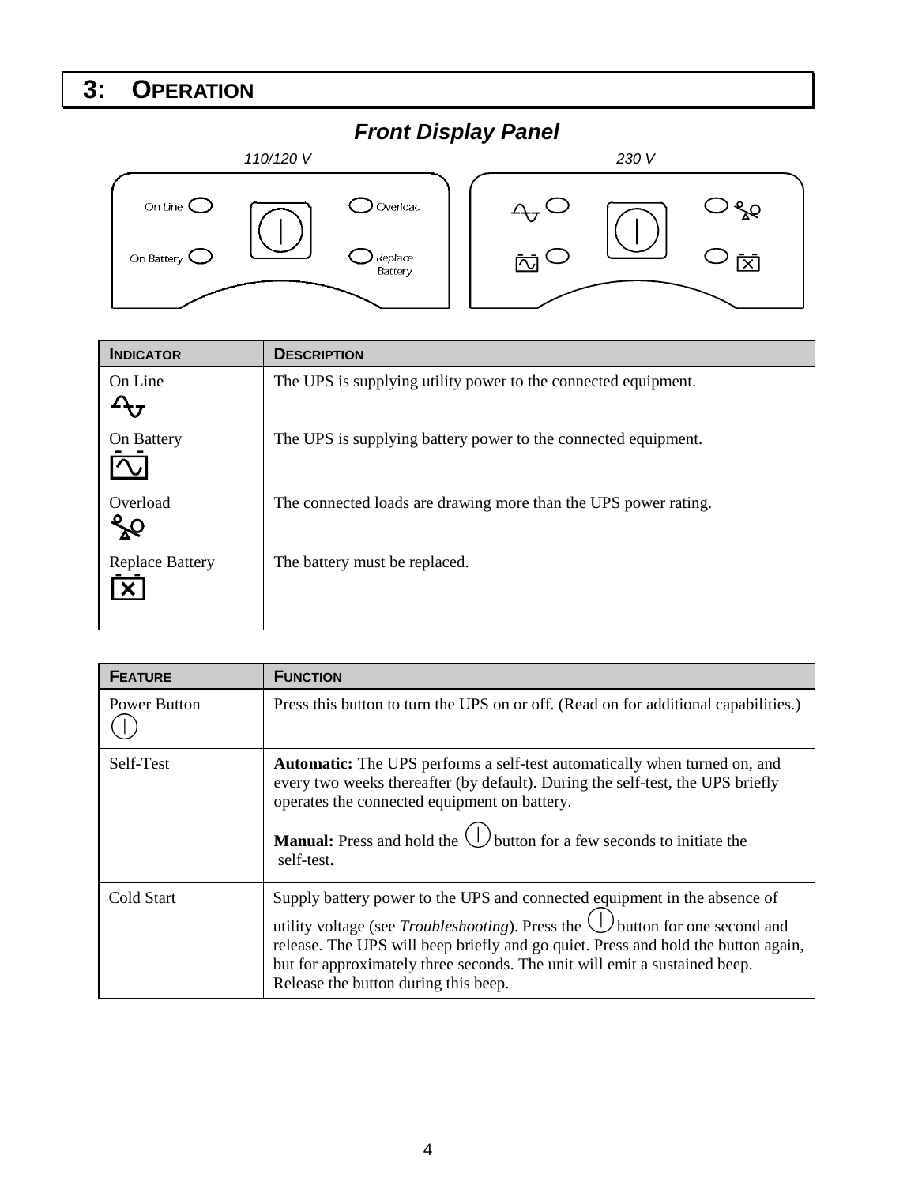# 3: OPERATION

## *Front Display Panel*

*110/120 V* *230 V*

On Line · On Battery · Overload · Replace Battery

| INDICATOR | DESCRIPTION |
| --- | --- |
| On Line | The UPS is supplying utility power to the connected equipment. |
| On Battery | The UPS is supplying battery power to the connected equipment. |
| Overload | The connected loads are drawing more than the UPS power rating. |
| Replace Battery | The battery must be replaced. |

| FEATURE | FUNCTION |
| --- | --- |
| Power Button | Press this button to turn the UPS on or off. (Read on for additional capabilities.) |
| Self-Test | **Automatic:** The UPS performs a self-test automatically when turned on, and every two weeks thereafter (by default). During the self-test, the UPS briefly operates the connected equipment on battery.<br><br>**Manual:** Press and hold the button for a few seconds to initiate the self-test. |
| Cold Start | Supply battery power to the UPS and connected equipment in the absence of utility voltage (see *Troubleshooting*). Press the button for one second and release. The UPS will beep briefly and go quiet. Press and hold the button again, but for approximately three seconds. The unit will emit a sustained beep. Release the button during this beep. |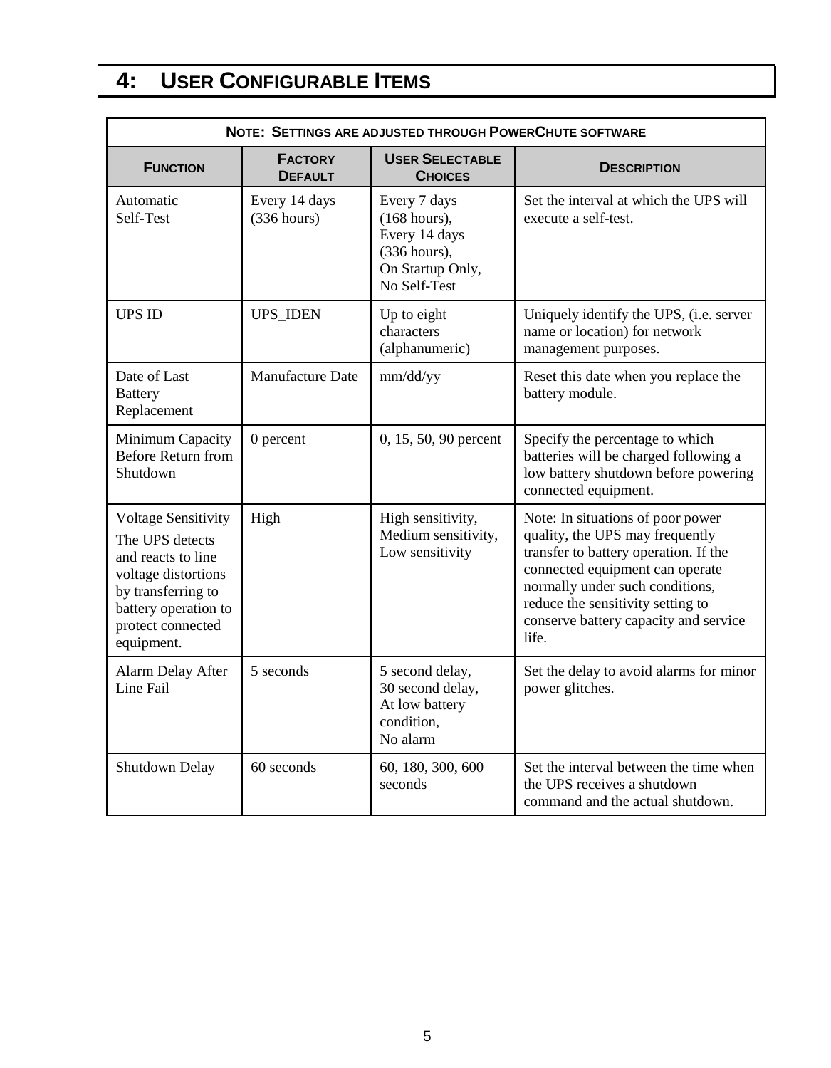# 4: USER CONFIGURABLE ITEMS

| NOTE: SETTINGS ARE ADJUSTED THROUGH POWERCHUTE SOFTWARE | | | |
|---|---|---|---|
| **FUNCTION** | **FACTORY DEFAULT** | **USER SELECTABLE CHOICES** | **DESCRIPTION** |
| Automatic Self-Test | Every 14 days (336 hours) | Every 7 days (168 hours), Every 14 days (336 hours), On Startup Only, No Self-Test | Set the interval at which the UPS will execute a self-test. |
| UPS ID | UPS_IDEN | Up to eight characters (alphanumeric) | Uniquely identify the UPS, (i.e. server name or location) for network management purposes. |
| Date of Last Battery Replacement | Manufacture Date | mm/dd/yy | Reset this date when you replace the battery module. |
| Minimum Capacity Before Return from Shutdown | 0 percent | 0, 15, 50, 90 percent | Specify the percentage to which batteries will be charged following a low battery shutdown before powering connected equipment. |
| Voltage Sensitivity<br>The UPS detects and reacts to line voltage distortions by transferring to battery operation to protect connected equipment. | High | High sensitivity, Medium sensitivity, Low sensitivity | Note: In situations of poor power quality, the UPS may frequently transfer to battery operation. If the connected equipment can operate normally under such conditions, reduce the sensitivity setting to conserve battery capacity and service life. |
| Alarm Delay After Line Fail | 5 seconds | 5 second delay, 30 second delay, At low battery condition, No alarm | Set the delay to avoid alarms for minor power glitches. |
| Shutdown Delay | 60 seconds | 60, 180, 300, 600 seconds | Set the interval between the time when the UPS receives a shutdown command and the actual shutdown. |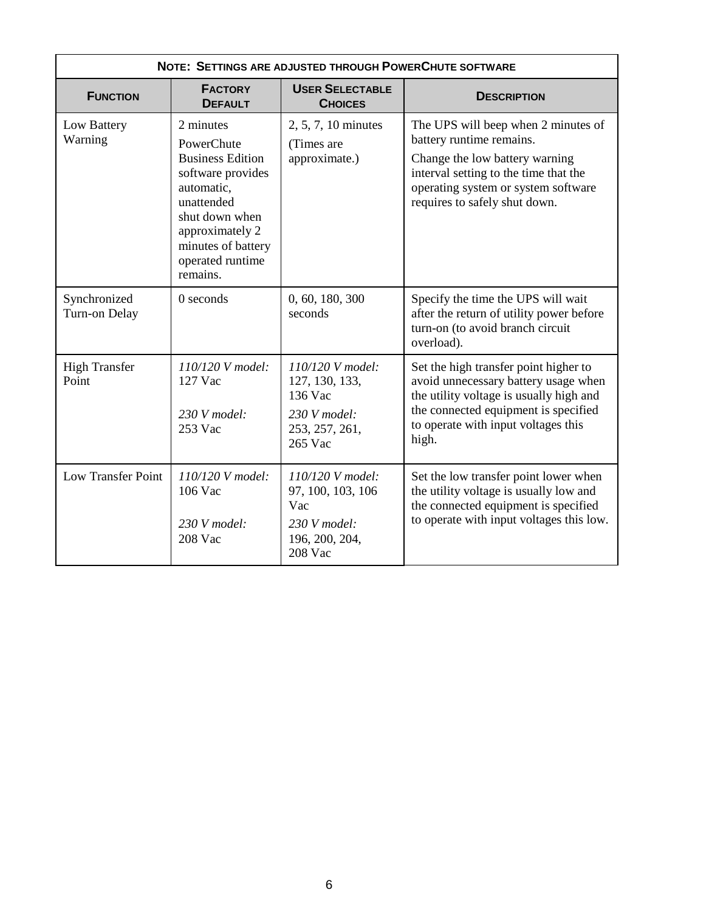| **Note: Settings are adjusted through PowerChute software** | | | |
|---|---|---|---|
| **Function** | **Factory Default** | **User Selectable Choices** | **Description** |
| Low Battery Warning | 2 minutes<br>PowerChute Business Edition software provides automatic, unattended shut down when approximately 2 minutes of battery operated runtime remains. | 2, 5, 7, 10 minutes<br>(Times are approximate.) | The UPS will beep when 2 minutes of battery runtime remains.<br>Change the low battery warning interval setting to the time that the operating system or system software requires to safely shut down. |
| Synchronized Turn-on Delay | 0 seconds | 0, 60, 180, 300 seconds | Specify the time the UPS will wait after the return of utility power before turn-on (to avoid branch circuit overload). |
| High Transfer Point | *110/120 V model:*<br>127 Vac<br><br>*230 V model:*<br>253 Vac | *110/120 V model:*<br>127, 130, 133, 136 Vac<br>*230 V model:*<br>253, 257, 261, 265 Vac | Set the high transfer point higher to avoid unnecessary battery usage when the utility voltage is usually high and the connected equipment is specified to operate with input voltages this high. |
| Low Transfer Point | *110/120 V model:*<br>106 Vac<br><br>*230 V model:*<br>208 Vac | *110/120 V model:*<br>97, 100, 103, 106 Vac<br>*230 V model:*<br>196, 200, 204, 208 Vac | Set the low transfer point lower when the utility voltage is usually low and the connected equipment is specified to operate with input voltages this low. |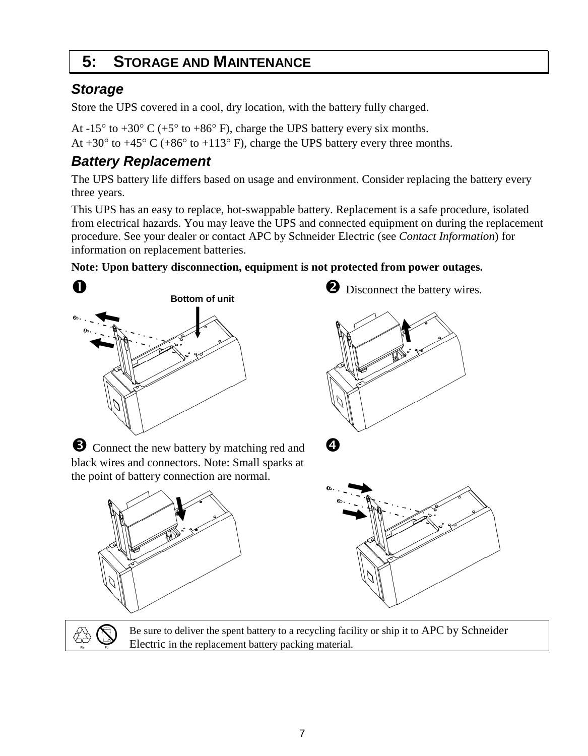# 5: STORAGE AND MAINTENANCE

## *Storage*

Store the UPS covered in a cool, dry location, with the battery fully charged.

At -15° to +30° C (+5° to +86° F), charge the UPS battery every six months.
At +30° to +45° C (+86° to +113° F), charge the UPS battery every three months.

## *Battery Replacement*

The UPS battery life differs based on usage and environment. Consider replacing the battery every three years.

This UPS has an easy to replace, hot-swappable battery. Replacement is a safe procedure, isolated from electrical hazards. You may leave the UPS and connected equipment on during the replacement procedure. See your dealer or contact APC by Schneider Electric (see *Contact Information*) for information on replacement batteries.

**Note: Upon battery disconnection, equipment is not protected from power outages.**

❶ Bottom of unit

❷ Disconnect the battery wires.

❸ Connect the new battery by matching red and black wires and connectors. Note: Small sparks at the point of battery connection are normal.

❹

Be sure to deliver the spent battery to a recycling facility or ship it to APC by Schneider Electric in the replacement battery packing material.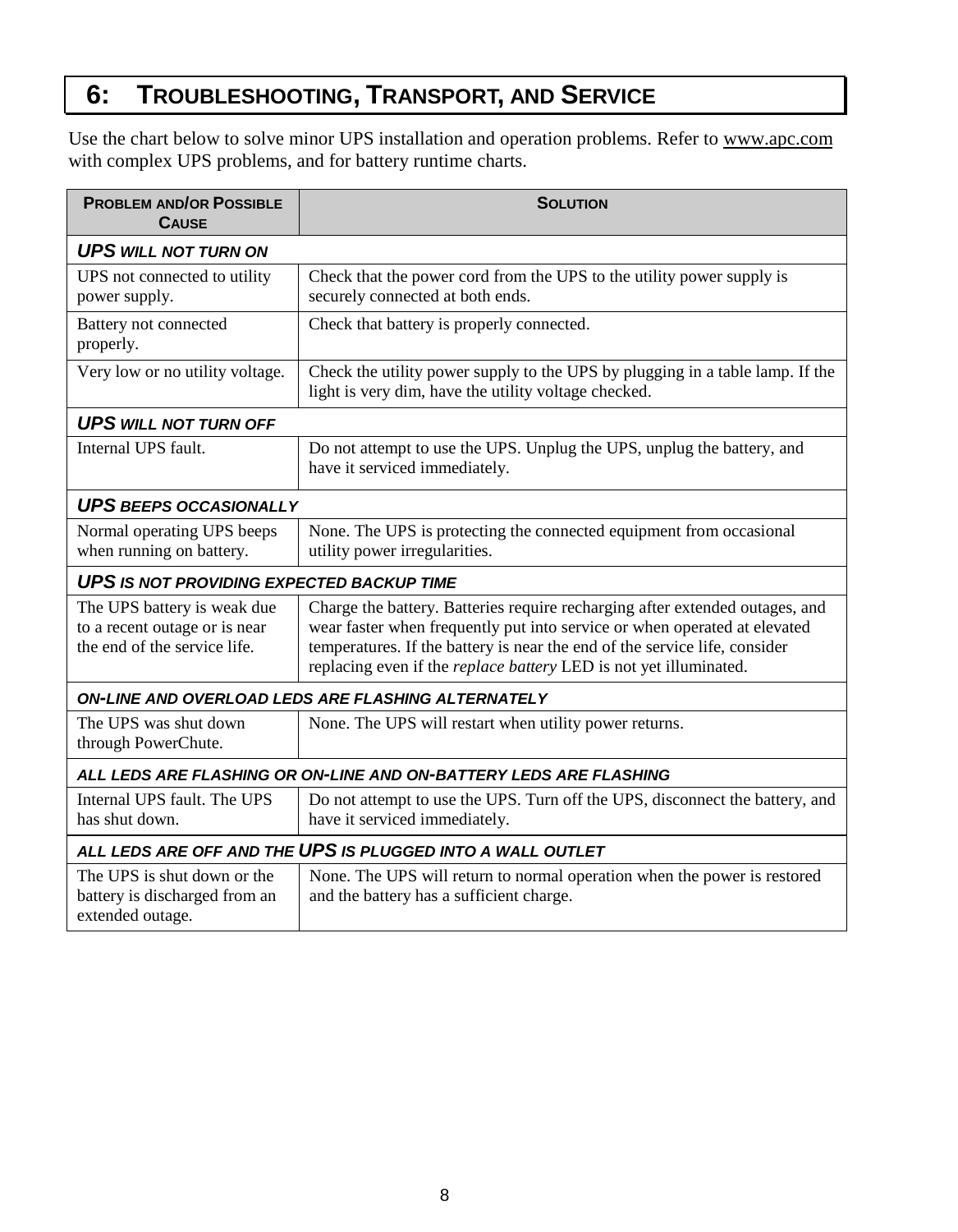# 6: Troubleshooting, Transport, and Service

Use the chart below to solve minor UPS installation and operation problems. Refer to www.apc.com with complex UPS problems, and for battery runtime charts.

| Problem and/or Possible Cause | Solution |
|---|---|
| ***UPS will not turn on*** | |
| UPS not connected to utility power supply. | Check that the power cord from the UPS to the utility power supply is securely connected at both ends. |
| Battery not connected properly. | Check that battery is properly connected. |
| Very low or no utility voltage. | Check the utility power supply to the UPS by plugging in a table lamp. If the light is very dim, have the utility voltage checked. |
| ***UPS will not turn off*** | |
| Internal UPS fault. | Do not attempt to use the UPS. Unplug the UPS, unplug the battery, and have it serviced immediately. |
| ***UPS beeps occasionally*** | |
| Normal operating UPS beeps when running on battery. | None. The UPS is protecting the connected equipment from occasional utility power irregularities. |
| ***UPS is not providing expected backup time*** | |
| The UPS battery is weak due to a recent outage or is near the end of the service life. | Charge the battery. Batteries require recharging after extended outages, and wear faster when frequently put into service or when operated at elevated temperatures. If the battery is near the end of the service life, consider replacing even if the *replace battery* LED is not yet illuminated. |
| ***On-line and overload LEDs are flashing alternately*** | |
| The UPS was shut down through PowerChute. | None. The UPS will restart when utility power returns. |
| ***All LEDs are flashing or on-line and on-battery LEDs are flashing*** | |
| Internal UPS fault. The UPS has shut down. | Do not attempt to use the UPS. Turn off the UPS, disconnect the battery, and have it serviced immediately. |
| ***All LEDs are off and the UPS is plugged into a wall outlet*** | |
| The UPS is shut down or the battery is discharged from an extended outage. | None. The UPS will return to normal operation when the power is restored and the battery has a sufficient charge. |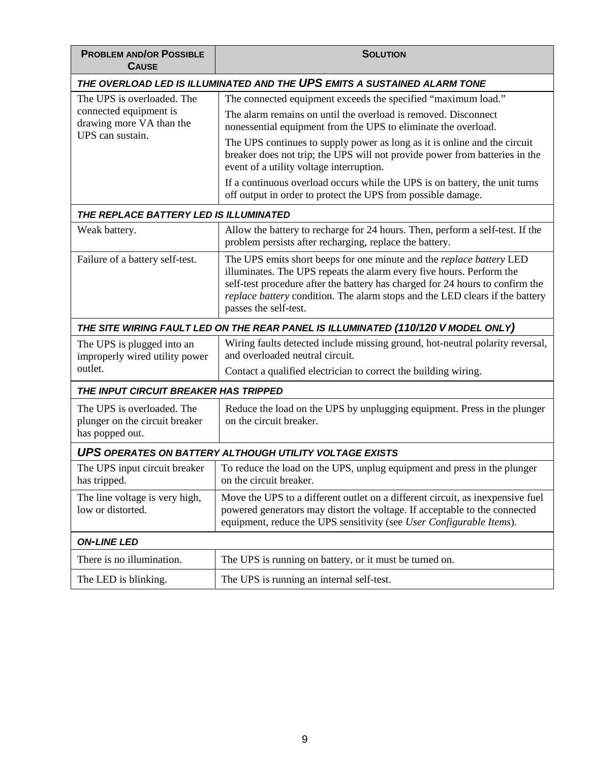| **Problem and/or Possible Cause** | **Solution** |
| --- | --- |
| ***THE OVERLOAD LED IS ILLUMINATED AND THE UPS EMITS A SUSTAINED ALARM TONE*** | |
| The UPS is overloaded. The connected equipment is drawing more VA than the UPS can sustain. | The connected equipment exceeds the specified "maximum load."<br>The alarm remains on until the overload is removed. Disconnect nonessential equipment from the UPS to eliminate the overload.<br>The UPS continues to supply power as long as it is online and the circuit breaker does not trip; the UPS will not provide power from batteries in the event of a utility voltage interruption.<br>If a continuous overload occurs while the UPS is on battery, the unit turns off output in order to protect the UPS from possible damage. |
| ***THE REPLACE BATTERY LED IS ILLUMINATED*** | |
| Weak battery. | Allow the battery to recharge for 24 hours. Then, perform a self-test. If the problem persists after recharging, replace the battery. |
| Failure of a battery self-test. | The UPS emits short beeps for one minute and the *replace battery* LED illuminates. The UPS repeats the alarm every five hours. Perform the self-test procedure after the battery has charged for 24 hours to confirm the *replace battery* condition. The alarm stops and the LED clears if the battery passes the self-test. |
| ***THE SITE WIRING FAULT LED ON THE REAR PANEL IS ILLUMINATED (110/120 V MODEL ONLY)*** | |
| The UPS is plugged into an improperly wired utility power outlet. | Wiring faults detected include missing ground, hot-neutral polarity reversal, and overloaded neutral circuit.<br>Contact a qualified electrician to correct the building wiring. |
| ***THE INPUT CIRCUIT BREAKER HAS TRIPPED*** | |
| The UPS is overloaded. The plunger on the circuit breaker has popped out. | Reduce the load on the UPS by unplugging equipment. Press in the plunger on the circuit breaker. |
| ***UPS OPERATES ON BATTERY ALTHOUGH UTILITY VOLTAGE EXISTS*** | |
| The UPS input circuit breaker has tripped. | To reduce the load on the UPS, unplug equipment and press in the plunger on the circuit breaker. |
| The line voltage is very high, low or distorted. | Move the UPS to a different outlet on a different circuit, as inexpensive fuel powered generators may distort the voltage. If acceptable to the connected equipment, reduce the UPS sensitivity (see *User Configurable Items*). |
| ***ON-LINE LED*** | |
| There is no illumination. | The UPS is running on battery, or it must be turned on. |
| The LED is blinking. | The UPS is running an internal self-test. |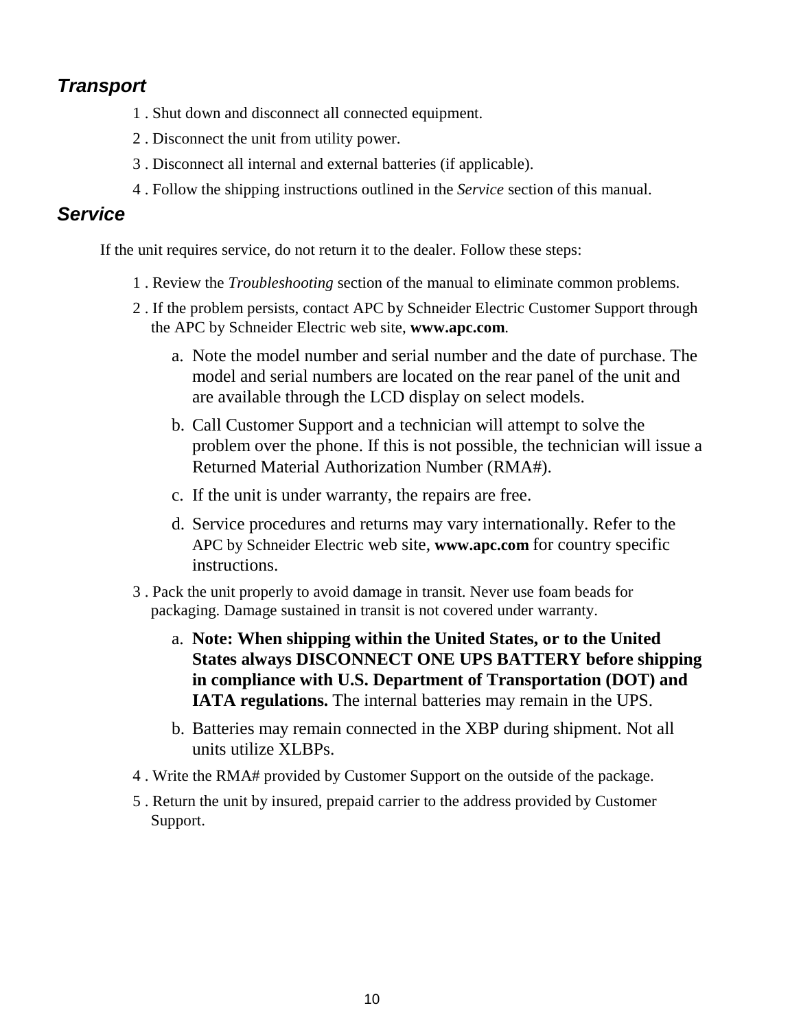## *Transport*

1 . Shut down and disconnect all connected equipment.

2 . Disconnect the unit from utility power.

3 . Disconnect all internal and external batteries (if applicable).

4 . Follow the shipping instructions outlined in the *Service* section of this manual.

## *Service*

If the unit requires service, do not return it to the dealer. Follow these steps:

1 . Review the *Troubleshooting* section of the manual to eliminate common problems.

2 . If the problem persists, contact APC by Schneider Electric Customer Support through the APC by Schneider Electric web site, **www.apc.com**.

   a. Note the model number and serial number and the date of purchase. The model and serial numbers are located on the rear panel of the unit and are available through the LCD display on select models.

   b. Call Customer Support and a technician will attempt to solve the problem over the phone. If this is not possible, the technician will issue a Returned Material Authorization Number (RMA#).

   c. If the unit is under warranty, the repairs are free.

   d. Service procedures and returns may vary internationally. Refer to the APC by Schneider Electric web site, **www.apc.com** for country specific instructions.

3 . Pack the unit properly to avoid damage in transit. Never use foam beads for packaging. Damage sustained in transit is not covered under warranty.

   a. **Note: When shipping within the United States, or to the United States always DISCONNECT ONE UPS BATTERY before shipping in compliance with U.S. Department of Transportation (DOT) and IATA regulations.** The internal batteries may remain in the UPS.

   b. Batteries may remain connected in the XBP during shipment. Not all units utilize XLBPs.

4 . Write the RMA# provided by Customer Support on the outside of the package.

5 . Return the unit by insured, prepaid carrier to the address provided by Customer Support.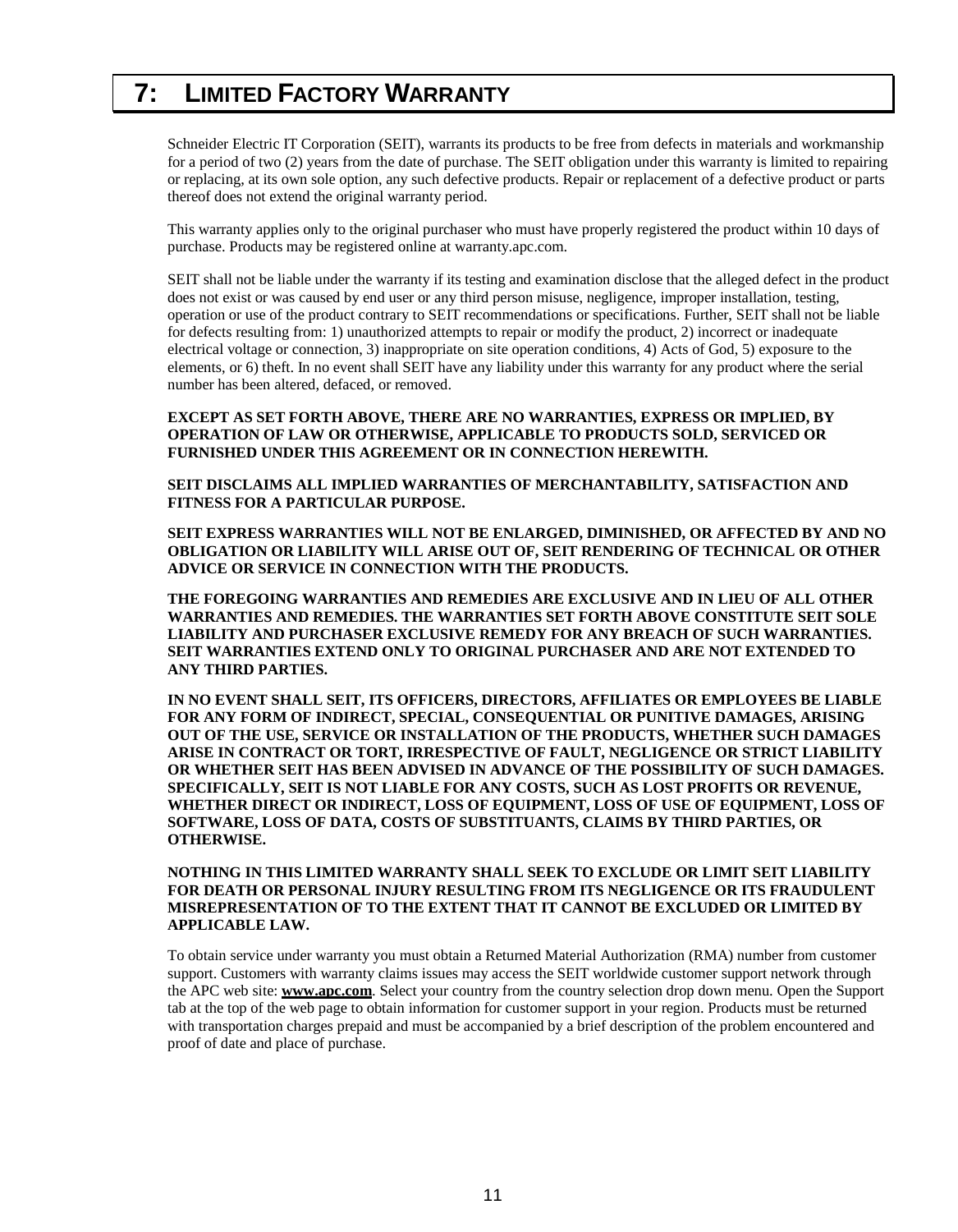# 7: LIMITED FACTORY WARRANTY

Schneider Electric IT Corporation (SEIT), warrants its products to be free from defects in materials and workmanship for a period of two (2) years from the date of purchase. The SEIT obligation under this warranty is limited to repairing or replacing, at its own sole option, any such defective products. Repair or replacement of a defective product or parts thereof does not extend the original warranty period.

This warranty applies only to the original purchaser who must have properly registered the product within 10 days of purchase. Products may be registered online at warranty.apc.com.

SEIT shall not be liable under the warranty if its testing and examination disclose that the alleged defect in the product does not exist or was caused by end user or any third person misuse, negligence, improper installation, testing, operation or use of the product contrary to SEIT recommendations or specifications. Further, SEIT shall not be liable for defects resulting from: 1) unauthorized attempts to repair or modify the product, 2) incorrect or inadequate electrical voltage or connection, 3) inappropriate on site operation conditions, 4) Acts of God, 5) exposure to the elements, or 6) theft. In no event shall SEIT have any liability under this warranty for any product where the serial number has been altered, defaced, or removed.

**EXCEPT AS SET FORTH ABOVE, THERE ARE NO WARRANTIES, EXPRESS OR IMPLIED, BY OPERATION OF LAW OR OTHERWISE, APPLICABLE TO PRODUCTS SOLD, SERVICED OR FURNISHED UNDER THIS AGREEMENT OR IN CONNECTION HEREWITH.**

**SEIT DISCLAIMS ALL IMPLIED WARRANTIES OF MERCHANTABILITY, SATISFACTION AND FITNESS FOR A PARTICULAR PURPOSE.**

**SEIT EXPRESS WARRANTIES WILL NOT BE ENLARGED, DIMINISHED, OR AFFECTED BY AND NO OBLIGATION OR LIABILITY WILL ARISE OUT OF, SEIT RENDERING OF TECHNICAL OR OTHER ADVICE OR SERVICE IN CONNECTION WITH THE PRODUCTS.**

**THE FOREGOING WARRANTIES AND REMEDIES ARE EXCLUSIVE AND IN LIEU OF ALL OTHER WARRANTIES AND REMEDIES. THE WARRANTIES SET FORTH ABOVE CONSTITUTE SEIT SOLE LIABILITY AND PURCHASER EXCLUSIVE REMEDY FOR ANY BREACH OF SUCH WARRANTIES. SEIT WARRANTIES EXTEND ONLY TO ORIGINAL PURCHASER AND ARE NOT EXTENDED TO ANY THIRD PARTIES.**

**IN NO EVENT SHALL SEIT, ITS OFFICERS, DIRECTORS, AFFILIATES OR EMPLOYEES BE LIABLE FOR ANY FORM OF INDIRECT, SPECIAL, CONSEQUENTIAL OR PUNITIVE DAMAGES, ARISING OUT OF THE USE, SERVICE OR INSTALLATION OF THE PRODUCTS, WHETHER SUCH DAMAGES ARISE IN CONTRACT OR TORT, IRRESPECTIVE OF FAULT, NEGLIGENCE OR STRICT LIABILITY OR WHETHER SEIT HAS BEEN ADVISED IN ADVANCE OF THE POSSIBILITY OF SUCH DAMAGES. SPECIFICALLY, SEIT IS NOT LIABLE FOR ANY COSTS, SUCH AS LOST PROFITS OR REVENUE, WHETHER DIRECT OR INDIRECT, LOSS OF EQUIPMENT, LOSS OF USE OF EQUIPMENT, LOSS OF SOFTWARE, LOSS OF DATA, COSTS OF SUBSTITUANTS, CLAIMS BY THIRD PARTIES, OR OTHERWISE.**

**NOTHING IN THIS LIMITED WARRANTY SHALL SEEK TO EXCLUDE OR LIMIT SEIT LIABILITY FOR DEATH OR PERSONAL INJURY RESULTING FROM ITS NEGLIGENCE OR ITS FRAUDULENT MISREPRESENTATION OF TO THE EXTENT THAT IT CANNOT BE EXCLUDED OR LIMITED BY APPLICABLE LAW.**

To obtain service under warranty you must obtain a Returned Material Authorization (RMA) number from customer support. Customers with warranty claims issues may access the SEIT worldwide customer support network through the APC web site: **www.apc.com**. Select your country from the country selection drop down menu. Open the Support tab at the top of the web page to obtain information for customer support in your region. Products must be returned with transportation charges prepaid and must be accompanied by a brief description of the problem encountered and proof of date and place of purchase.